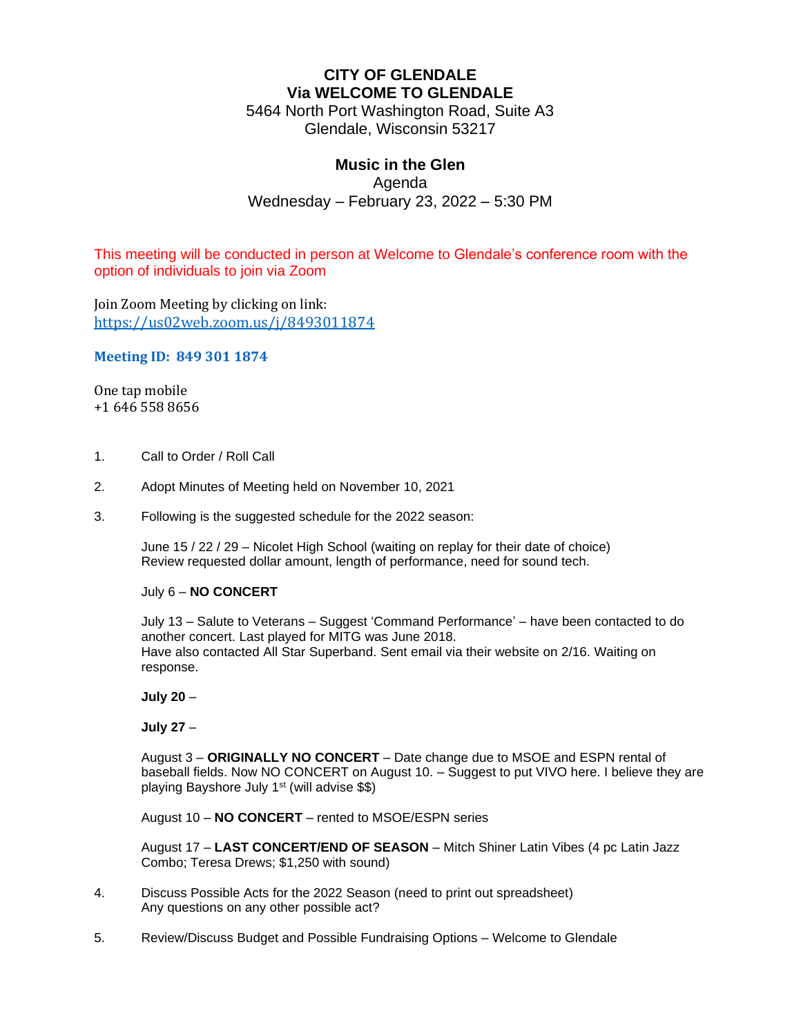# CITY OF GLENDALE
# Via WELCOME TO GLENDALE

5464 North Port Washington Road, Suite A3
Glendale, Wisconsin 53217

## Music in the Glen

Agenda
Wednesday – February 23, 2022 – 5:30 PM

This meeting will be conducted in person at Welcome to Glendale's conference room with the option of individuals to join via Zoom

Join Zoom Meeting by clicking on link:
https://us02web.zoom.us/j/8493011874

**Meeting ID: 849 301 1874**

One tap mobile
+1 646 558 8656

1. Call to Order / Roll Call

2. Adopt Minutes of Meeting held on November 10, 2021

3. Following is the suggested schedule for the 2022 season:

   June 15 / 22 / 29 – Nicolet High School (waiting on replay for their date of choice)
   Review requested dollar amount, length of performance, need for sound tech.

   July 6 – **NO CONCERT**

   July 13 – Salute to Veterans – Suggest 'Command Performance' – have been contacted to do another concert. Last played for MITG was June 2018.
   Have also contacted All Star Superband. Sent email via their website on 2/16. Waiting on response.

   **July 20** –

   **July 27** –

   August 3 – **ORIGINALLY NO CONCERT** – Date change due to MSOE and ESPN rental of baseball fields. Now NO CONCERT on August 10. – Suggest to put VIVO here. I believe they are playing Bayshore July 1st (will advise $$)

   August 10 – **NO CONCERT** – rented to MSOE/ESPN series

   August 17 – **LAST CONCERT/END OF SEASON** – Mitch Shiner Latin Vibes (4 pc Latin Jazz Combo; Teresa Drews; $1,250 with sound)

4. Discuss Possible Acts for the 2022 Season (need to print out spreadsheet)
   Any questions on any other possible act?

5. Review/Discuss Budget and Possible Fundraising Options – Welcome to Glendale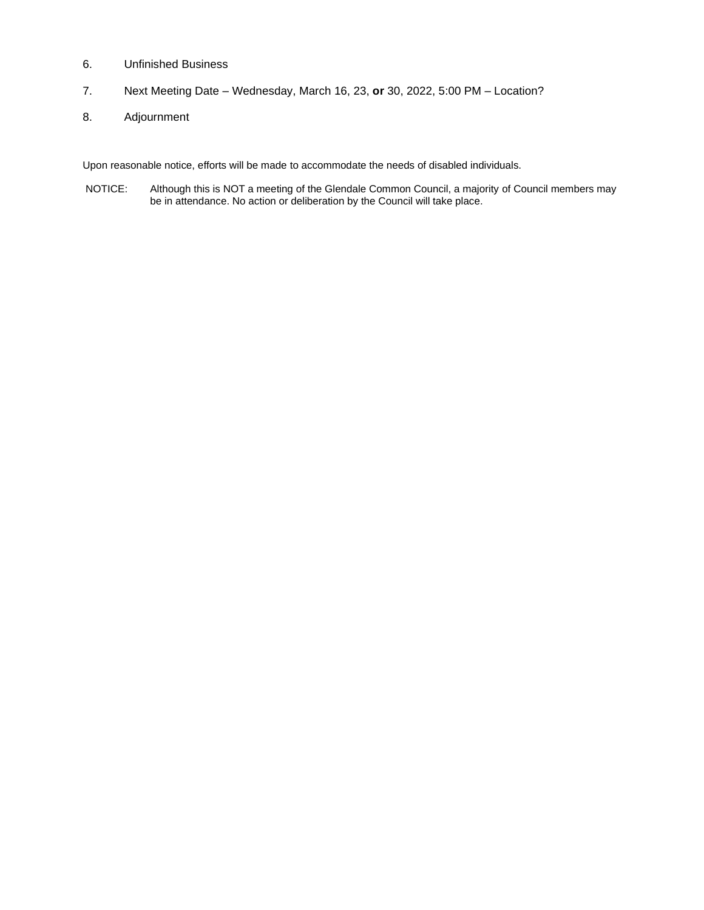6. Unfinished Business

7. Next Meeting Date – Wednesday, March 16, 23, **or** 30, 2022, 5:00 PM – Location?

8. Adjournment

Upon reasonable notice, efforts will be made to accommodate the needs of disabled individuals.

NOTICE: Although this is NOT a meeting of the Glendale Common Council, a majority of Council members may be in attendance. No action or deliberation by the Council will take place.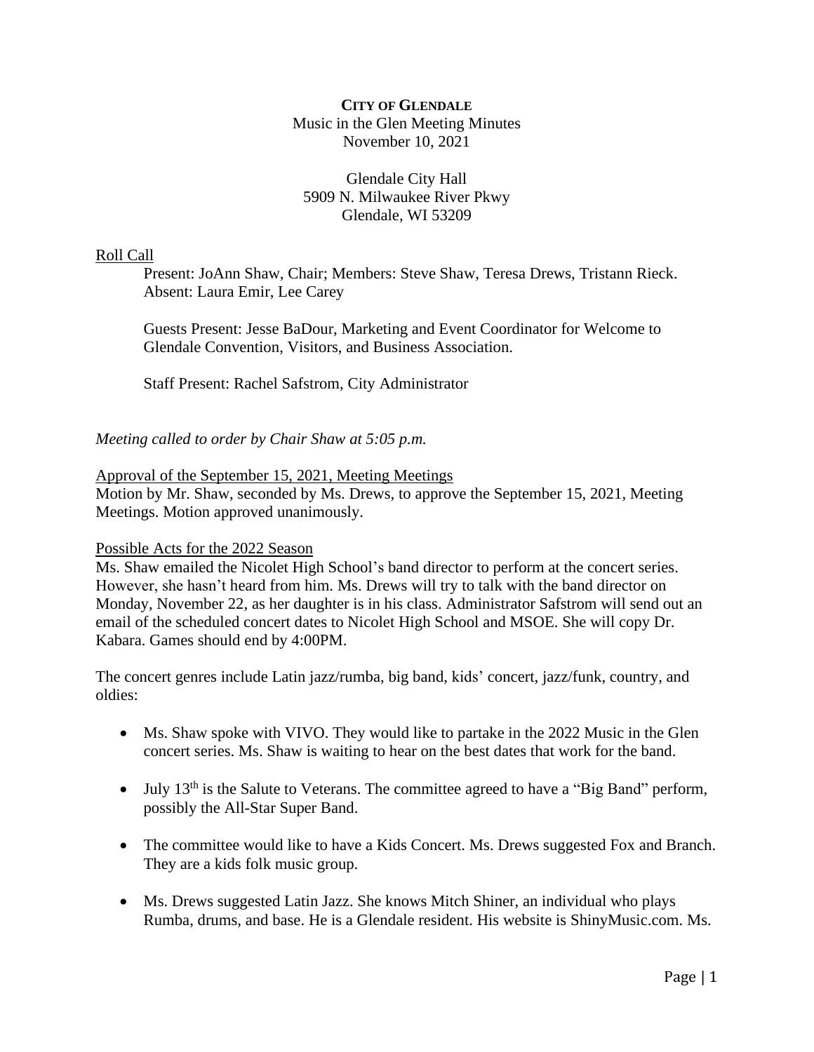**CITY OF GLENDALE**

Music in the Glen Meeting Minutes

November 10, 2021

Glendale City Hall

5909 N. Milwaukee River Pkwy

Glendale, WI 53209

Roll Call

Present: JoAnn Shaw, Chair; Members: Steve Shaw, Teresa Drews, Tristann Rieck.
Absent: Laura Emir, Lee Carey

Guests Present: Jesse BaDour, Marketing and Event Coordinator for Welcome to Glendale Convention, Visitors, and Business Association.

Staff Present: Rachel Safstrom, City Administrator

*Meeting called to order by Chair Shaw at 5:05 p.m.*

Approval of the September 15, 2021, Meeting Meetings

Motion by Mr. Shaw, seconded by Ms. Drews, to approve the September 15, 2021, Meeting Meetings. Motion approved unanimously.

Possible Acts for the 2022 Season

Ms. Shaw emailed the Nicolet High School's band director to perform at the concert series. However, she hasn't heard from him. Ms. Drews will try to talk with the band director on Monday, November 22, as her daughter is in his class. Administrator Safstrom will send out an email of the scheduled concert dates to Nicolet High School and MSOE. She will copy Dr. Kabara. Games should end by 4:00PM.

The concert genres include Latin jazz/rumba, big band, kids' concert, jazz/funk, country, and oldies:

- Ms. Shaw spoke with VIVO. They would like to partake in the 2022 Music in the Glen concert series. Ms. Shaw is waiting to hear on the best dates that work for the band.

- July 13th is the Salute to Veterans. The committee agreed to have a "Big Band" perform, possibly the All-Star Super Band.

- The committee would like to have a Kids Concert. Ms. Drews suggested Fox and Branch. They are a kids folk music group.

- Ms. Drews suggested Latin Jazz. She knows Mitch Shiner, an individual who plays Rumba, drums, and base. He is a Glendale resident. His website is ShinyMusic.com. Ms.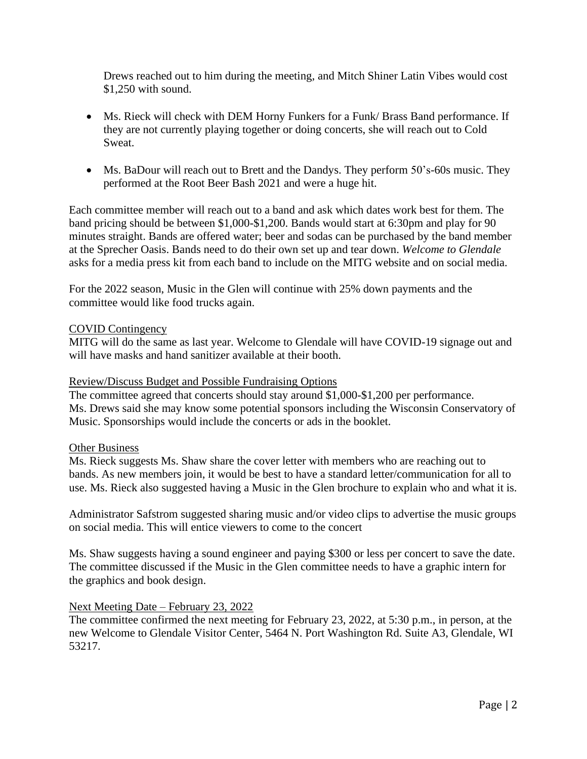Drews reached out to him during the meeting, and Mitch Shiner Latin Vibes would cost $1,250 with sound.

- Ms. Rieck will check with DEM Horny Funkers for a Funk/ Brass Band performance. If they are not currently playing together or doing concerts, she will reach out to Cold Sweat.

- Ms. BaDour will reach out to Brett and the Dandys. They perform 50's-60s music. They performed at the Root Beer Bash 2021 and were a huge hit.

Each committee member will reach out to a band and ask which dates work best for them. The band pricing should be between $1,000-$1,200. Bands would start at 6:30pm and play for 90 minutes straight. Bands are offered water; beer and sodas can be purchased by the band member at the Sprecher Oasis. Bands need to do their own set up and tear down. *Welcome to Glendale* asks for a media press kit from each band to include on the MITG website and on social media.

For the 2022 season, Music in the Glen will continue with 25% down payments and the committee would like food trucks again.

<u>COVID Contingency</u>
MITG will do the same as last year. Welcome to Glendale will have COVID-19 signage out and will have masks and hand sanitizer available at their booth.

<u>Review/Discuss Budget and Possible Fundraising Options</u>
The committee agreed that concerts should stay around $1,000-$1,200 per performance. Ms. Drews said she may know some potential sponsors including the Wisconsin Conservatory of Music. Sponsorships would include the concerts or ads in the booklet.

<u>Other Business</u>
Ms. Rieck suggests Ms. Shaw share the cover letter with members who are reaching out to bands. As new members join, it would be best to have a standard letter/communication for all to use. Ms. Rieck also suggested having a Music in the Glen brochure to explain who and what it is.

Administrator Safstrom suggested sharing music and/or video clips to advertise the music groups on social media. This will entice viewers to come to the concert

Ms. Shaw suggests having a sound engineer and paying $300 or less per concert to save the date. The committee discussed if the Music in the Glen committee needs to have a graphic intern for the graphics and book design.

<u>Next Meeting Date – February 23, 2022</u>
The committee confirmed the next meeting for February 23, 2022, at 5:30 p.m., in person, at the new Welcome to Glendale Visitor Center, 5464 N. Port Washington Rd. Suite A3, Glendale, WI 53217.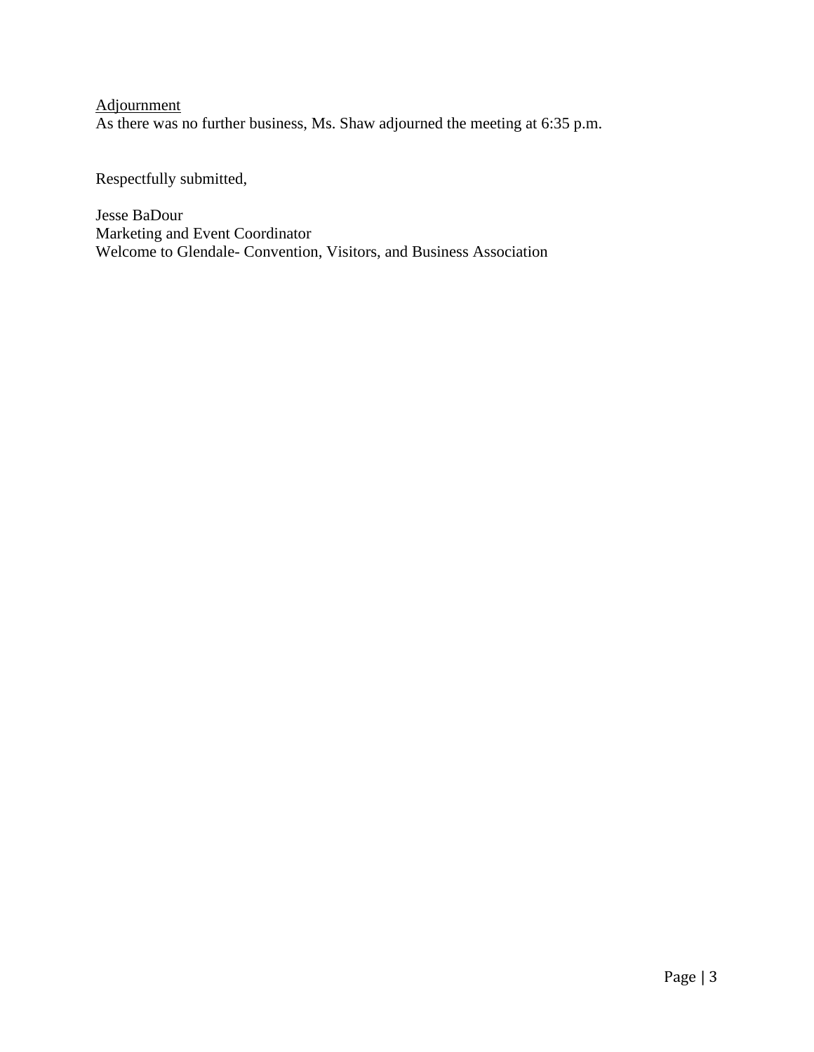<u>Adjournment</u>
As there was no further business, Ms. Shaw adjourned the meeting at 6:35 p.m.

Respectfully submitted,

Jesse BaDour
Marketing and Event Coordinator
Welcome to Glendale- Convention, Visitors, and Business Association